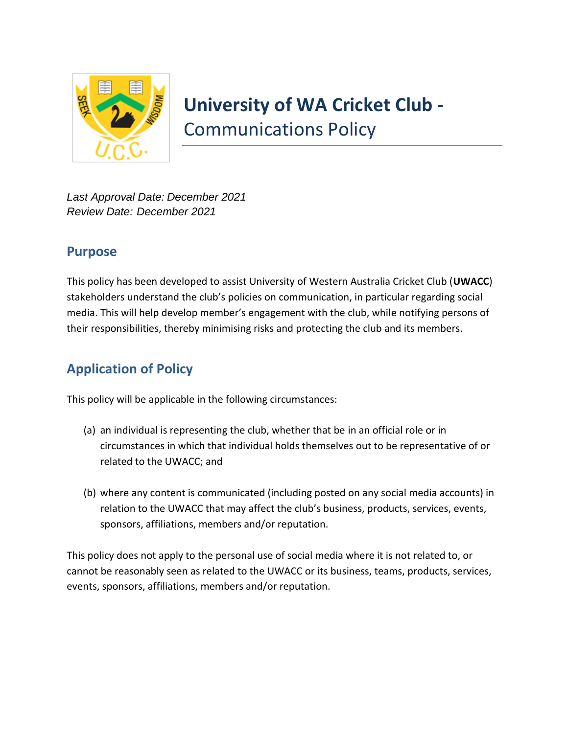# University of WA Cricket Club - Communications Policy

*Last Approval Date: December 2021*
*Review Date: December 2021*

## Purpose

This policy has been developed to assist University of Western Australia Cricket Club (**UWACC**) stakeholders understand the club's policies on communication, in particular regarding social media. This will help develop member's engagement with the club, while notifying persons of their responsibilities, thereby minimising risks and protecting the club and its members.

## Application of Policy

This policy will be applicable in the following circumstances:

(a) an individual is representing the club, whether that be in an official role or in circumstances in which that individual holds themselves out to be representative of or related to the UWACC; and

(b) where any content is communicated (including posted on any social media accounts) in relation to the UWACC that may affect the club's business, products, services, events, sponsors, affiliations, members and/or reputation.

This policy does not apply to the personal use of social media where it is not related to, or cannot be reasonably seen as related to the UWACC or its business, teams, products, services, events, sponsors, affiliations, members and/or reputation.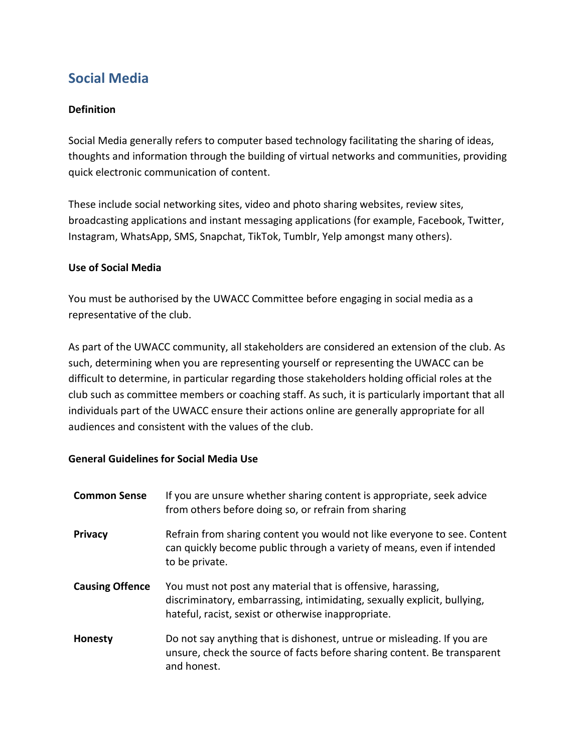## Social Media

### Definition

Social Media generally refers to computer based technology facilitating the sharing of ideas, thoughts and information through the building of virtual networks and communities, providing quick electronic communication of content.

These include social networking sites, video and photo sharing websites, review sites, broadcasting applications and instant messaging applications (for example, Facebook, Twitter, Instagram, WhatsApp, SMS, Snapchat, TikTok, Tumblr, Yelp amongst many others).

### Use of Social Media

You must be authorised by the UWACC Committee before engaging in social media as a representative of the club.

As part of the UWACC community, all stakeholders are considered an extension of the club. As such, determining when you are representing yourself or representing the UWACC can be difficult to determine, in particular regarding those stakeholders holding official roles at the club such as committee members or coaching staff. As such, it is particularly important that all individuals part of the UWACC ensure their actions online are generally appropriate for all audiences and consistent with the values of the club.

### General Guidelines for Social Media Use

| | |
|---|---|
| **Common Sense** | If you are unsure whether sharing content is appropriate, seek advice from others before doing so, or refrain from sharing |
| **Privacy** | Refrain from sharing content you would not like everyone to see. Content can quickly become public through a variety of means, even if intended to be private. |
| **Causing Offence** | You must not post any material that is offensive, harassing, discriminatory, embarrassing, intimidating, sexually explicit, bullying, hateful, racist, sexist or otherwise inappropriate. |
| **Honesty** | Do not say anything that is dishonest, untrue or misleading. If you are unsure, check the source of facts before sharing content. Be transparent and honest. |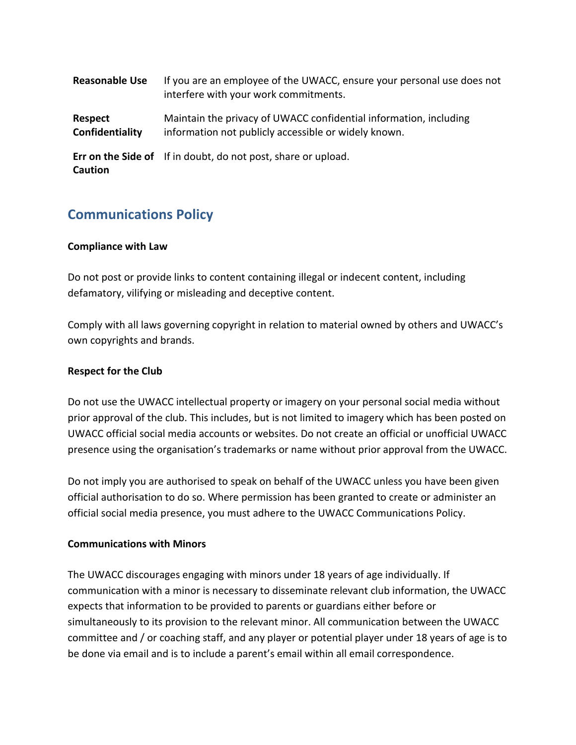| | |
|---|---|
| **Reasonable Use** | If you are an employee of the UWACC, ensure your personal use does not interfere with your work commitments. |
| **Respect Confidentiality** | Maintain the privacy of UWACC confidential information, including information not publicly accessible or widely known. |
| **Err on the Side of Caution** | If in doubt, do not post, share or upload. |

## Communications Policy

**Compliance with Law**

Do not post or provide links to content containing illegal or indecent content, including defamatory, vilifying or misleading and deceptive content.

Comply with all laws governing copyright in relation to material owned by others and UWACC's own copyrights and brands.

**Respect for the Club**

Do not use the UWACC intellectual property or imagery on your personal social media without prior approval of the club. This includes, but is not limited to imagery which has been posted on UWACC official social media accounts or websites. Do not create an official or unofficial UWACC presence using the organisation's trademarks or name without prior approval from the UWACC.

Do not imply you are authorised to speak on behalf of the UWACC unless you have been given official authorisation to do so. Where permission has been granted to create or administer an official social media presence, you must adhere to the UWACC Communications Policy.

**Communications with Minors**

The UWACC discourages engaging with minors under 18 years of age individually. If communication with a minor is necessary to disseminate relevant club information, the UWACC expects that information to be provided to parents or guardians either before or simultaneously to its provision to the relevant minor. All communication between the UWACC committee and / or coaching staff, and any player or potential player under 18 years of age is to be done via email and is to include a parent's email within all email correspondence.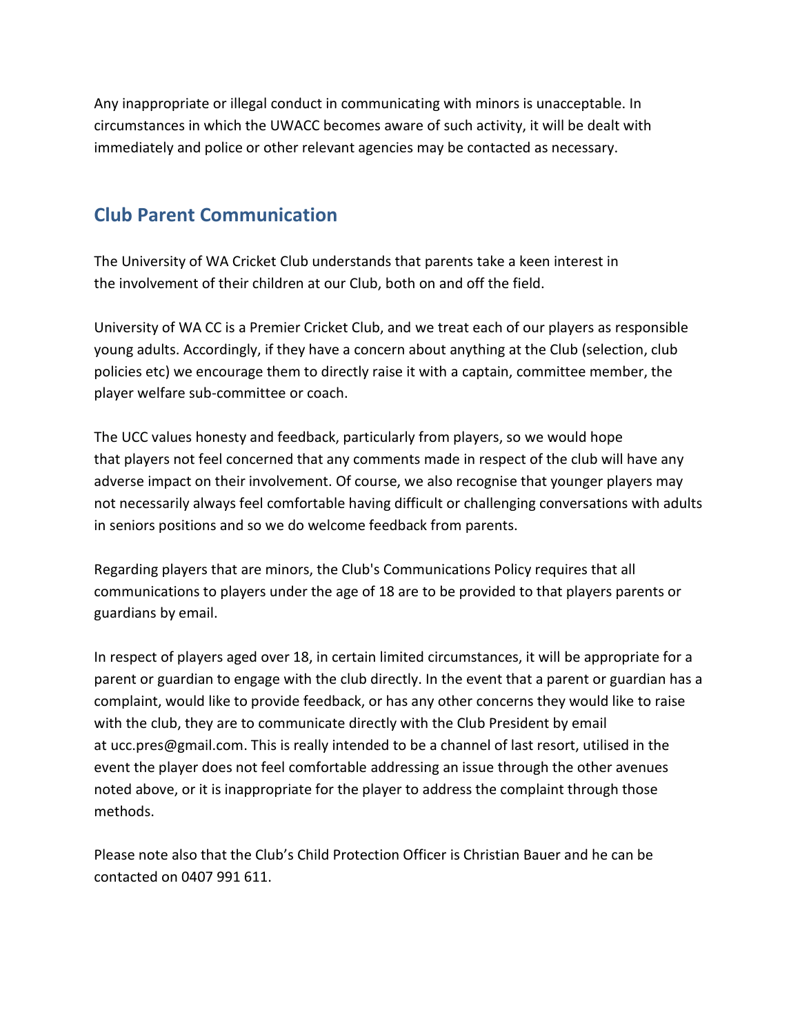Any inappropriate or illegal conduct in communicating with minors is unacceptable. In circumstances in which the UWACC becomes aware of such activity, it will be dealt with immediately and police or other relevant agencies may be contacted as necessary.

## Club Parent Communication

The University of WA Cricket Club understands that parents take a keen interest in the involvement of their children at our Club, both on and off the field.

University of WA CC is a Premier Cricket Club, and we treat each of our players as responsible young adults. Accordingly, if they have a concern about anything at the Club (selection, club policies etc) we encourage them to directly raise it with a captain, committee member, the player welfare sub-committee or coach.

The UCC values honesty and feedback, particularly from players, so we would hope that players not feel concerned that any comments made in respect of the club will have any adverse impact on their involvement. Of course, we also recognise that younger players may not necessarily always feel comfortable having difficult or challenging conversations with adults in seniors positions and so we do welcome feedback from parents.

Regarding players that are minors, the Club's Communications Policy requires that all communications to players under the age of 18 are to be provided to that players parents or guardians by email.

In respect of players aged over 18, in certain limited circumstances, it will be appropriate for a parent or guardian to engage with the club directly. In the event that a parent or guardian has a complaint, would like to provide feedback, or has any other concerns they would like to raise with the club, they are to communicate directly with the Club President by email at ucc.pres@gmail.com. This is really intended to be a channel of last resort, utilised in the event the player does not feel comfortable addressing an issue through the other avenues noted above, or it is inappropriate for the player to address the complaint through those methods.

Please note also that the Club's Child Protection Officer is Christian Bauer and he can be contacted on 0407 991 611.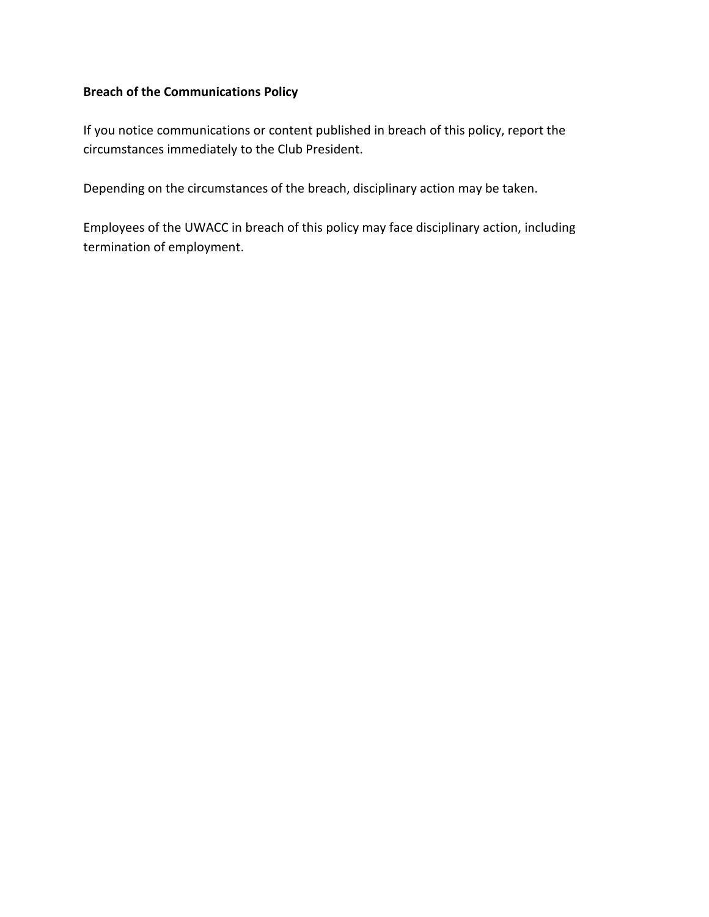**Breach of the Communications Policy**

If you notice communications or content published in breach of this policy, report the circumstances immediately to the Club President.

Depending on the circumstances of the breach, disciplinary action may be taken.

Employees of the UWACC in breach of this policy may face disciplinary action, including termination of employment.